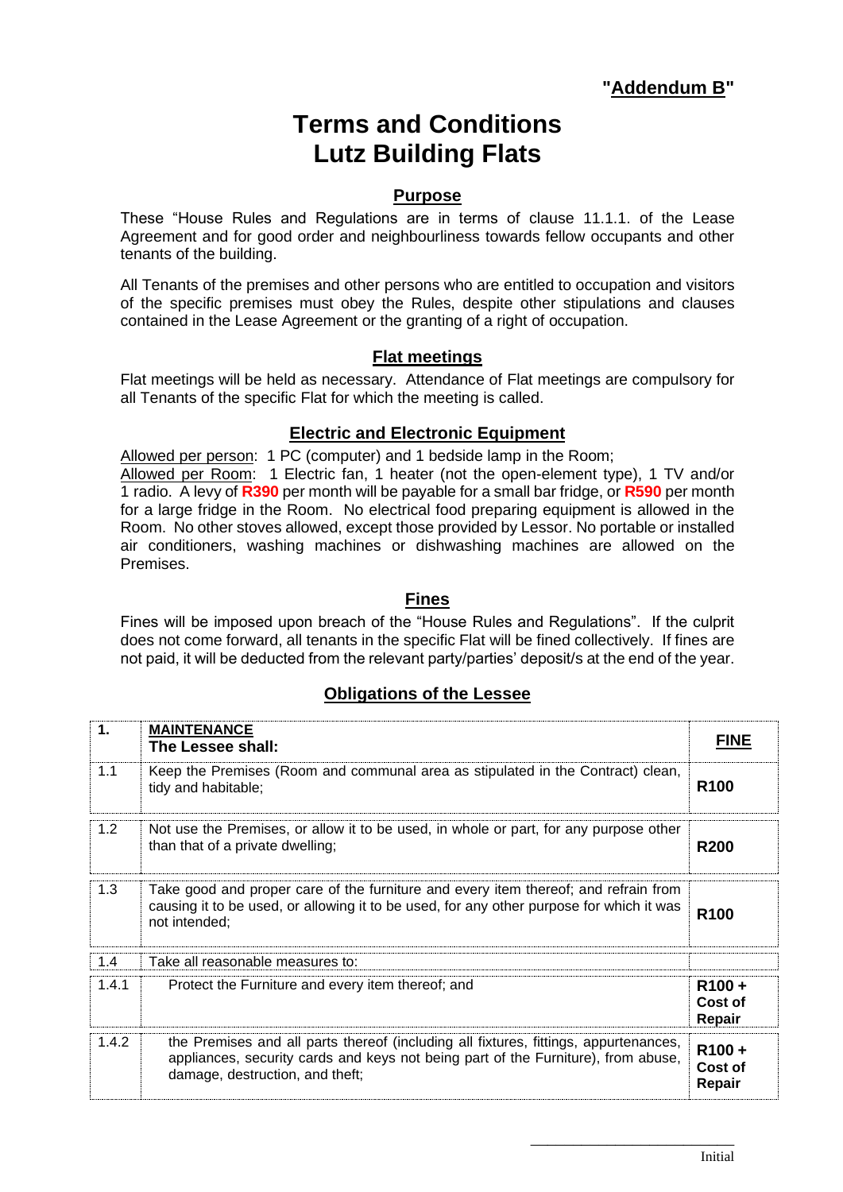**"Addendum B"**

# Terms and Conditions
# Lutz Building Flats

## Purpose

These "House Rules and Regulations are in terms of clause 11.1.1. of the Lease Agreement and for good order and neighbourliness towards fellow occupants and other tenants of the building.

All Tenants of the premises and other persons who are entitled to occupation and visitors of the specific premises must obey the Rules, despite other stipulations and clauses contained in the Lease Agreement or the granting of a right of occupation.

## Flat meetings

Flat meetings will be held as necessary. Attendance of Flat meetings are compulsory for all Tenants of the specific Flat for which the meeting is called.

## Electric and Electronic Equipment

Allowed per person: 1 PC (computer) and 1 bedside lamp in the Room;
Allowed per Room: 1 Electric fan, 1 heater (not the open-element type), 1 TV and/or 1 radio. A levy of **R390** per month will be payable for a small bar fridge, or **R590** per month for a large fridge in the Room. No electrical food preparing equipment is allowed in the Room. No other stoves allowed, except those provided by Lessor. No portable or installed air conditioners, washing machines or dishwashing machines are allowed on the Premises.

## Fines

Fines will be imposed upon breach of the "House Rules and Regulations". If the culprit does not come forward, all tenants in the specific Flat will be fined collectively. If fines are not paid, it will be deducted from the relevant party/parties' deposit/s at the end of the year.

## Obligations of the Lessee

| 1. | **MAINTENANCE** **The Lessee shall:** | **FINE** |
|---|---|---|
| 1.1 | Keep the Premises (Room and communal area as stipulated in the Contract) clean, tidy and habitable; | **R100** |
| 1.2 | Not use the Premises, or allow it to be used, in whole or part, for any purpose other than that of a private dwelling; | **R200** |
| 1.3 | Take good and proper care of the furniture and every item thereof; and refrain from causing it to be used, or allowing it to be used, for any other purpose for which it was not intended; | **R100** |
| 1.4 | Take all reasonable measures to: | |
| 1.4.1 | Protect the Furniture and every item thereof; and | **R100 + Cost of Repair** |
| 1.4.2 | the Premises and all parts thereof (including all fixtures, fittings, appurtenances, appliances, security cards and keys not being part of the Furniture), from abuse, damage, destruction, and theft; | **R100 + Cost of Repair** |

\_\_\_\_\_\_\_\_\_\_\_\_\_\_\_\_\_\_\_\_\_\_\_\_
Initial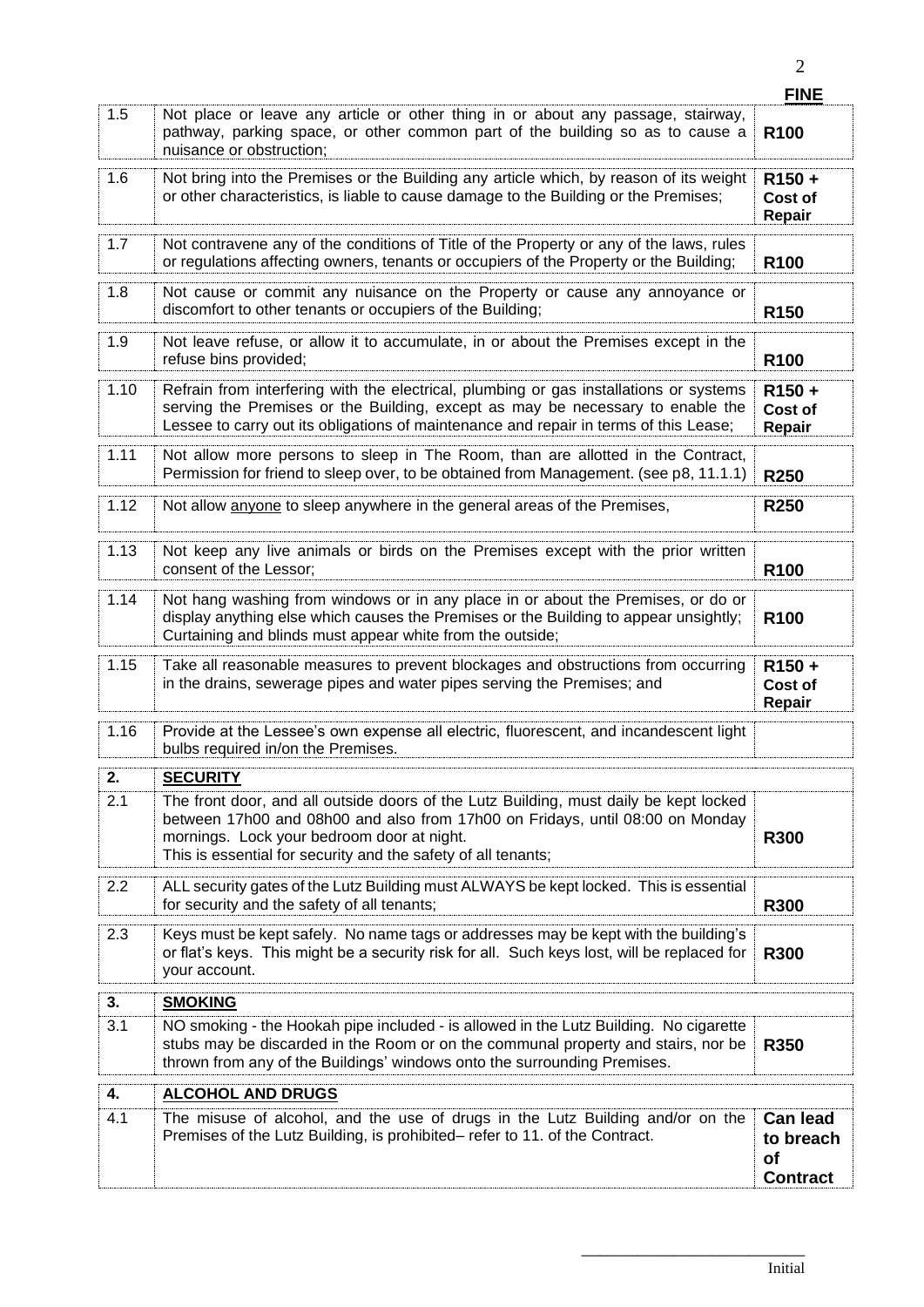| | | FINE |
|---|---|---|
| 1.5 | Not place or leave any article or other thing in or about any passage, stairway, pathway, parking space, or other common part of the building so as to cause a nuisance or obstruction; | **R100** |
| 1.6 | Not bring into the Premises or the Building any article which, by reason of its weight or other characteristics, is liable to cause damage to the Building or the Premises; | **R150 + Cost of Repair** |
| 1.7 | Not contravene any of the conditions of Title of the Property or any of the laws, rules or regulations affecting owners, tenants or occupiers of the Property or the Building; | **R100** |
| 1.8 | Not cause or commit any nuisance on the Property or cause any annoyance or discomfort to other tenants or occupiers of the Building; | **R150** |
| 1.9 | Not leave refuse, or allow it to accumulate, in or about the Premises except in the refuse bins provided; | **R100** |
| 1.10 | Refrain from interfering with the electrical, plumbing or gas installations or systems serving the Premises or the Building, except as may be necessary to enable the Lessee to carry out its obligations of maintenance and repair in terms of this Lease; | **R150 + Cost of Repair** |
| 1.11 | Not allow more persons to sleep in The Room, than are allotted in the Contract, Permission for friend to sleep over, to be obtained from Management. (see p8, 11.1.1) | **R250** |
| 1.12 | Not allow <u>anyone</u> to sleep anywhere in the general areas of the Premises, | **R250** |
| 1.13 | Not keep any live animals or birds on the Premises except with the prior written consent of the Lessor; | **R100** |
| 1.14 | Not hang washing from windows or in any place in or about the Premises, or do or display anything else which causes the Premises or the Building to appear unsightly; Curtaining and blinds must appear white from the outside; | **R100** |
| 1.15 | Take all reasonable measures to prevent blockages and obstructions from occurring in the drains, sewerage pipes and water pipes serving the Premises; and | **R150 + Cost of Repair** |
| 1.16 | Provide at the Lessee's own expense all electric, fluorescent, and incandescent light bulbs required in/on the Premises. | |
| **2.** | **<u>SECURITY</u>** | |
| 2.1 | The front door, and all outside doors of the Lutz Building, must daily be kept locked between 17h00 and 08h00 and also from 17h00 on Fridays, until 08:00 on Monday mornings. Lock your bedroom door at night. This is essential for security and the safety of all tenants; | **R300** |
| 2.2 | ALL security gates of the Lutz Building must ALWAYS be kept locked. This is essential for security and the safety of all tenants; | **R300** |
| 2.3 | Keys must be kept safely. No name tags or addresses may be kept with the building's or flat's keys. This might be a security risk for all. Such keys lost, will be replaced for your account. | **R300** |
| **3.** | **<u>SMOKING</u>** | |
| 3.1 | NO smoking - the Hookah pipe included - is allowed in the Lutz Building. No cigarette stubs may be discarded in the Room or on the communal property and stairs, nor be thrown from any of the Buildings' windows onto the surrounding Premises. | **R350** |
| **4.** | **<u>ALCOHOL AND DRUGS</u>** | |
| 4.1 | The misuse of alcohol, and the use of drugs in the Lutz Building and/or on the Premises of the Lutz Building, is prohibited– refer to 11. of the Contract. | **Can lead to breach of Contract** |

\_\_\_\_\_\_\_\_\_\_\_\_\_\_\_\_\_\_\_\_\_\_\_\_\_\_\_

Initial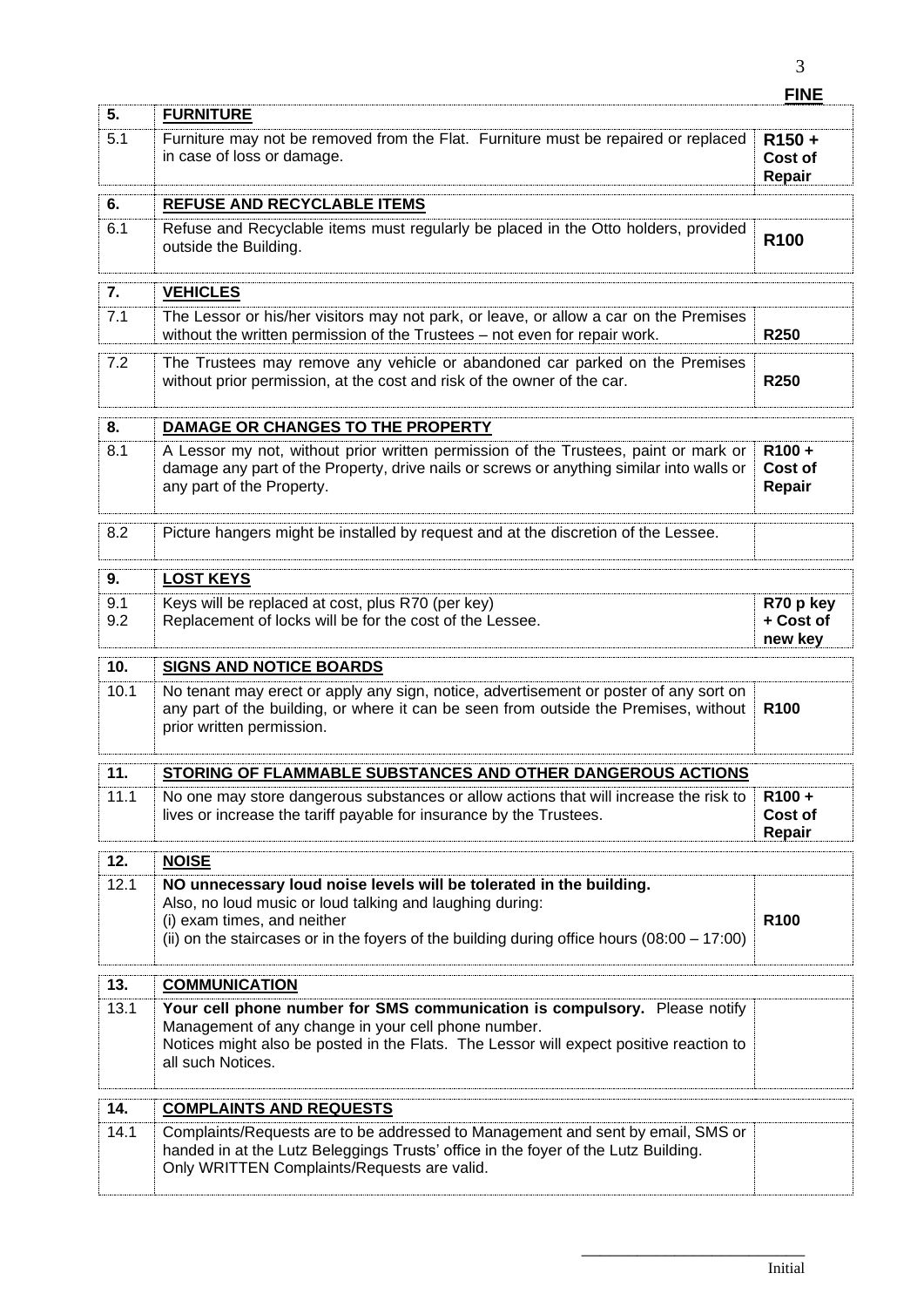| | | FINE |
|---|---|---|
| **5.** | **FURNITURE** | |
| 5.1 | Furniture may not be removed from the Flat. Furniture must be repaired or replaced in case of loss or damage. | **R150 + Cost of Repair** |
| **6.** | **REFUSE AND RECYCLABLE ITEMS** | |
| 6.1 | Refuse and Recyclable items must regularly be placed in the Otto holders, provided outside the Building. | **R100** |
| **7.** | **VEHICLES** | |
| 7.1 | The Lessor or his/her visitors may not park, or leave, or allow a car on the Premises without the written permission of the Trustees – not even for repair work. | **R250** |
| 7.2 | The Trustees may remove any vehicle or abandoned car parked on the Premises without prior permission, at the cost and risk of the owner of the car. | **R250** |
| **8.** | **DAMAGE OR CHANGES TO THE PROPERTY** | |
| 8.1 | A Lessor my not, without prior written permission of the Trustees, paint or mark or damage any part of the Property, drive nails or screws or anything similar into walls or any part of the Property. | **R100 + Cost of Repair** |
| 8.2 | Picture hangers might be installed by request and at the discretion of the Lessee. | |
| **9.** | **LOST KEYS** | |
| 9.1<br>9.2 | Keys will be replaced at cost, plus R70 (per key)<br>Replacement of locks will be for the cost of the Lessee. | **R70 p key + Cost of new key** |
| **10.** | **SIGNS AND NOTICE BOARDS** | |
| 10.1 | No tenant may erect or apply any sign, notice, advertisement or poster of any sort on any part of the building, or where it can be seen from outside the Premises, without prior written permission. | **R100** |
| **11.** | **STORING OF FLAMMABLE SUBSTANCES AND OTHER DANGEROUS ACTIONS** | |
| 11.1 | No one may store dangerous substances or allow actions that will increase the risk to lives or increase the tariff payable for insurance by the Trustees. | **R100 + Cost of Repair** |
| **12.** | **NOISE** | |
| 12.1 | **NO unnecessary loud noise levels will be tolerated in the building.**<br>Also, no loud music or loud talking and laughing during:<br>(i) exam times, and neither<br>(ii) on the staircases or in the foyers of the building during office hours (08:00 – 17:00) | **R100** |
| **13.** | **COMMUNICATION** | |
| 13.1 | **Your cell phone number for SMS communication is compulsory.** Please notify Management of any change in your cell phone number.<br>Notices might also be posted in the Flats. The Lessor will expect positive reaction to all such Notices. | |
| **14.** | **COMPLAINTS AND REQUESTS** | |
| 14.1 | Complaints/Requests are to be addressed to Management and sent by email, SMS or handed in at the Lutz Beleggings Trusts' office in the foyer of the Lutz Building.<br>Only WRITTEN Complaints/Requests are valid. | |

\_\_\_\_\_\_\_\_\_\_\_\_\_\_\_\_\_\_\_\_\_\_\_\_\_\_

Initial